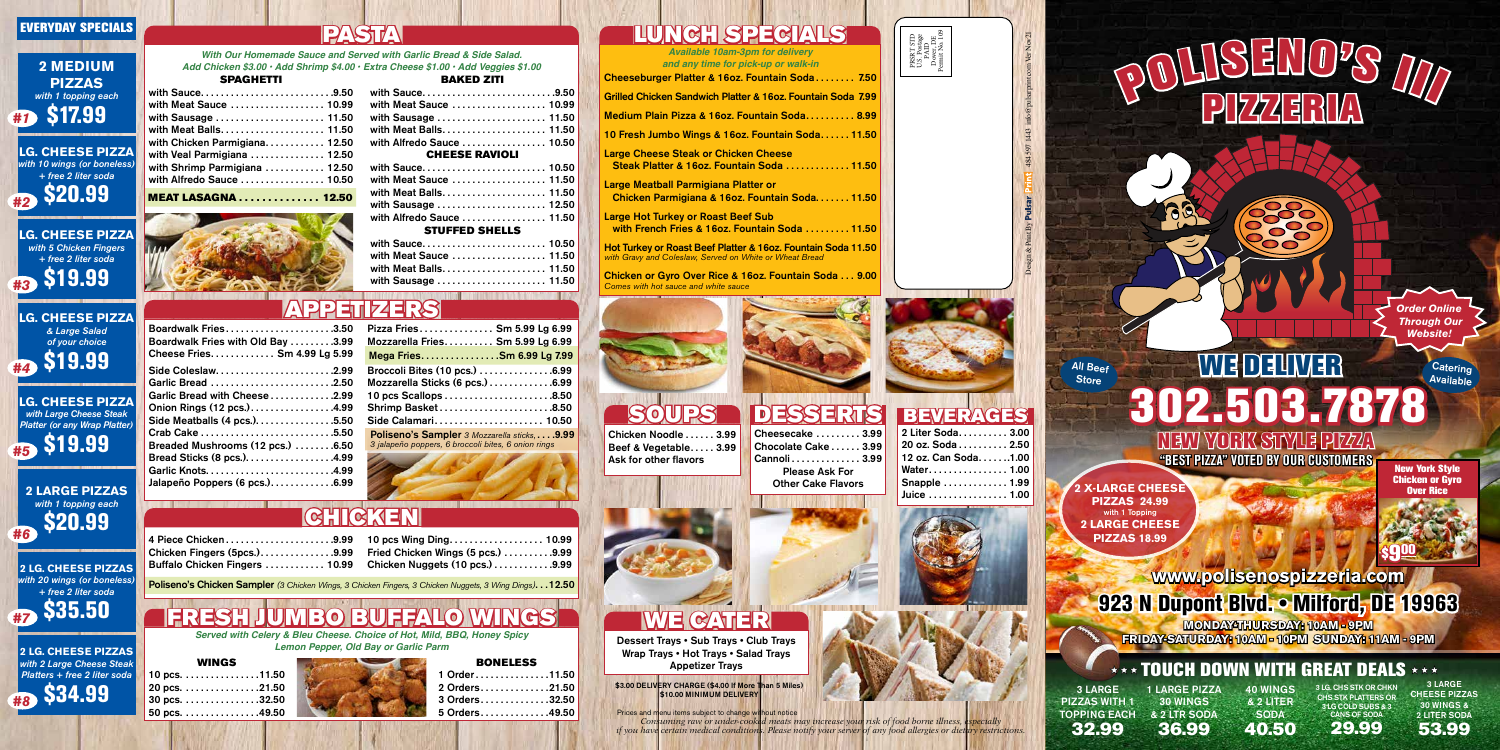## EVERYDAY SPECIALS

**#1 — 2 MEDIUM PIZZAS** *with 1 topping each* — **$17.99**

**#2 — LG. CHEESE PIZZA** *with 10 wings (or boneless) + free 2 liter soda* — **$20.99**

**#3 — LG. CHEESE PIZZA** *with 5 Chicken Fingers + free 2 liter soda* — **$19.99**

**#4 — LG. CHEESE PIZZA** *& Large Salad of your choice* — **$19.99**

**#5 — LG. CHEESE PIZZA** *with Large Cheese Steak Platter (or any Wrap Platter)* — **$19.99**

**#6 — 2 LARGE PIZZAS** *with 1 topping each* — **$20.99**

**#7 — 2 LG. CHEESE PIZZAS** *with 20 wings (or boneless) + free 2 liter soda* — **$35.50**

**#8 — 2 LG. CHEESE PIZZAS** *with 2 Large Cheese Steak Platters + free 2 liter soda* — **$34.99**

## PASTA

*With Our Homemade Sauce and Served with Garlic Bread & Side Salad.*
*Add Chicken $3.00 · Add Shrimp $4.00 · Extra Cheese $1.00 · Add Veggies $1.00*

### SPAGHETTI

| | |
|---|---|
| with Sauce | 9.50 |
| with Meat Sauce | 10.99 |
| with Sausage | 11.50 |
| with Meat Balls | 11.50 |
| with Chicken Parmigiana | 12.50 |
| with Veal Parmigiana | 12.50 |
| with Shrimp Parmigiana | 12.50 |
| with Alfredo Sauce | 10.50 |

**MEAT LASAGNA ............. 12.50**

### BAKED ZITI

| | |
|---|---|
| with Sauce | 9.50 |
| with Meat Sauce | 10.99 |
| with Sausage | 11.50 |
| with Meat Balls | 11.50 |
| with Alfredo Sauce | 10.50 |

### CHEESE RAVIOLI

| | |
|---|---|
| with Sauce | 10.50 |
| with Meat Sauce | 11.50 |
| with Meat Balls | 11.50 |
| with Sausage | 12.50 |
| with Alfredo Sauce | 11.50 |

### STUFFED SHELLS

| | |
|---|---|
| with Sauce | 10.50 |
| with Meat Sauce | 11.50 |
| with Meat Balls | 11.50 |
| with Sausage | 11.50 |

## APPETIZERS

| | |
|---|---|
| Boardwalk Fries | 3.50 |
| Boardwalk Fries with Old Bay | 3.99 |
| Cheese Fries | Sm 4.99 Lg 5.99 |
| Side Coleslaw | 2.99 |
| Garlic Bread | 2.50 |
| Garlic Bread with Cheese | 2.99 |
| Onion Rings (12 pcs.) | 4.99 |
| Side Meatballs (4 pcs.) | 5.50 |
| Crab Cake | 5.50 |
| Breaded Mushrooms (12 pcs.) | 6.50 |
| Bread Sticks (8 pcs.) | 4.99 |
| Garlic Knots | 4.99 |
| Jalapeño Poppers (6 pcs.) | 6.99 |
| Pizza Fries | Sm 5.99 Lg 6.99 |
| Mozzarella Fries | Sm 5.99 Lg 6.99 |
| Mega Fries | Sm 6.99 Lg 7.99 |
| Broccoli Bites (10 pcs.) | 6.99 |
| Mozzarella Sticks (6 pcs.) | 6.99 |
| 10 pcs Scallops | 8.50 |
| Shrimp Basket | 8.50 |
| Side Calamari | 10.50 |
| Poliseno's Sampler *3 Mozzarella sticks, 3 jalapeño poppers, 6 broccoli bites, 6 onion rings* | 9.99 |

## CHICKEN

| | |
|---|---|
| 4 Piece Chicken | 9.99 |
| Chicken Fingers (5pcs.) | 9.99 |
| Buffalo Chicken Fingers | 10.99 |
| 10 pcs Wing Ding | 10.99 |
| Fried Chicken Wings (5 pcs.) | 9.99 |
| Chicken Nuggets (10 pcs.) | 9.99 |

**Poliseno's Chicken Sampler** *(3 Chicken Wings, 3 Chicken Fingers, 3 Chicken Nuggets, 3 Wing Dings)* ... 12.50

## FRESH JUMBO BUFFALO WINGS

*Served with Celery & Bleu Cheese. Choice of Hot, Mild, BBQ, Honey Spicy Lemon Pepper, Old Bay or Garlic Parm*

### WINGS

| | |
|---|---|
| 10 pcs. | 11.50 |
| 20 pcs. | 21.50 |
| 30 pcs. | 32.50 |
| 50 pcs. | 49.50 |

### BONELESS

| | |
|---|---|
| 1 Order | 11.50 |
| 2 Orders | 21.50 |
| 3 Orders | 32.50 |
| 5 Orders | 49.50 |

## LUNCH SPECIALS

*Available 10am-3pm for delivery and any time for pick-up or walk-in*

| | |
|---|---|
| Cheeseburger Platter & 16oz. Fountain Soda | 7.50 |
| Grilled Chicken Sandwich Platter & 16oz. Fountain Soda | 7.99 |
| Medium Plain Pizza & 16oz. Fountain Soda | 8.99 |
| 10 Fresh Jumbo Wings & 16oz. Fountain Soda | 11.50 |
| Large Cheese Steak or Chicken Cheese Steak Platter & 16oz. Fountain Soda | 11.50 |
| Large Meatball Parmigiana Platter or Chicken Parmigiana & 16oz. Fountain Soda | 11.50 |
| Large Hot Turkey or Roast Beef Sub with French Fries & 16oz. Fountain Soda | 11.50 |
| Hot Turkey or Roast Beef Platter & 16oz. Fountain Soda *with Gravy and Coleslaw, Served on White or Wheat Bread* | 11.50 |
| Chicken or Gyro Over Rice & 16oz. Fountain Soda *Comes with hot sauce and white sauce* | 9.00 |

## SOUPS

| | |
|---|---|
| Chicken Noodle | 3.99 |
| Beef & Vegetable | 3.99 |

Ask for other flavors

## DESSERTS

| | |
|---|---|
| Cheesecake | 3.99 |
| Chocolate Cake | 3.99 |
| Cannoli | 3.99 |

Please Ask For Other Cake Flavors

## BEVERAGES

| | |
|---|---|
| 2 Liter Soda | 3.00 |
| 20 oz. Soda | 2.50 |
| 12 oz. Can Soda | 1.00 |
| Water | 1.00 |
| Snapple | 1.99 |
| Juice | 1.00 |

## WE CATER

Dessert Trays • Sub Trays • Club Trays
Wrap Trays • Hot Trays • Salad Trays
Appetizer Trays

**$3.00 DELIVERY CHARGE ($4.00 If More Than 5 Miles) $10.00 MINIMUM DELIVERY**

*Prices and menu items subject to change without notice. Consuming raw or under-cooked meats may increase your risk of food borne illness, especially if you have certain medical conditions. Please notify your server of any food allergies or dietary restrictions.*

PRSRT STD U.S. Postage PAID Dover, DE Permit No. 109

Design & Print By Pulsar Print 484-897-1443 info@pulsarprint.com Ver Nov21

# POLISENO'S III PIZZERIA

*Order Online Through Our Website!*

All Beef Store

# WE DELIVER

Catering Available

# 302.503.7878

## NEW YORK STYLE PIZZA

"BEST PIZZA" VOTED BY OUR CUSTOMERS

**2 X-LARGE CHEESE PIZZAS 24.99** with 1 Topping
**2 LARGE CHEESE PIZZAS 18.99**

New York Style Chicken or Gyro Over Rice **$9.00**

## www.polisenospizzeria.com

## 923 N Dupont Blvd. • Milford, DE 19963

MONDAY-THURSDAY: 10AM - 9PM
FRIDAY-SATURDAY: 10AM - 10PM SUNDAY: 11AM - 9PM

## TOUCH DOWN WITH GREAT DEALS

| 3 LARGE PIZZAS WITH 1 TOPPING EACH | 1 LARGE PIZZA 30 WINGS & 2 LTR SODA | 40 WINGS & 2 LITER SODA | 3 LG. CHS STK OR CHKN CHS STK PLATTERS OR 3 LG COLD SUBS & 3 CANS OF SODA | 3 LARGE CHEESE PIZZAS 30 WINGS & 2 LITER SODA |
|---|---|---|---|---|
| 32.99 | 36.99 | 40.50 | 29.99 | 53.99 |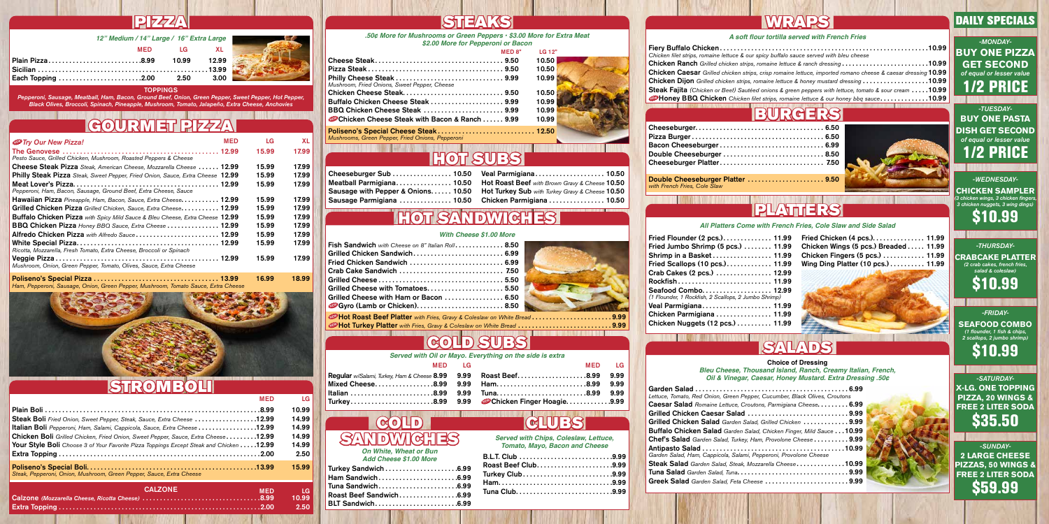# PIZZA

*12" Medium / 14" Large / 16" Extra Large*

| | MED | LG | XL |
|---|---|---|---|
| Plain Pizza | 8.99 | 10.99 | 12.99 |
| Sicilian | | | 13.99 |
| Each Topping | 2.00 | 2.50 | 3.00 |

**TOPPINGS**

*Pepperoni, Sausage, Meatball, Ham, Bacon, Ground Beef, Onion, Green Pepper, Sweet Pepper, Hot Pepper, Black Olives, Broccoli, Spinach, Pineapple, Mushroom, Tomato, Jalapeño, Extra Cheese, Anchovies*

# GOURMET PIZZA

| *Try Our New Pizza!* | MED | LG | XL |
|---|---|---|---|
| **The Genovese** *Pesto Sauce, Grilled Chicken, Mushroom, Roasted Peppers & Cheese* | 12.99 | 15.99 | 17.99 |
| **Cheese Steak Pizza** *Steak, American Cheese, Mozzarella Cheese* | 12.99 | 15.99 | 17.99 |
| **Philly Steak Pizza** *Steak, Sweet Pepper, Fried Onion, Sauce, Extra Cheese* | 12.99 | 15.99 | 17.99 |
| **Meat Lover's Pizza** *Pepperoni, Ham, Bacon, Sausage, Ground Beef, Extra Cheese, Sauce* | 12.99 | 15.99 | 17.99 |
| **Hawaiian Pizza** *Pineapple, Ham, Bacon, Sauce, Extra Cheese* | 12.99 | 15.99 | 17.99 |
| **Grilled Chicken Pizza** *Grilled Chicken, Sauce, Extra Cheese* | 12.99 | 15.99 | 17.99 |
| **Buffalo Chicken Pizza** *with Spicy Mild Sauce & Bleu Cheese, Extra Cheese* | 12.99 | 15.99 | 17.99 |
| **BBQ Chicken Pizza** *Honey BBQ Sauce, Extra Cheese* | 12.99 | 15.99 | 17.99 |
| **Alfredo Chicken Pizza** *with Alfredo Sauce* | 12.99 | 15.99 | 17.99 |
| **White Special Pizza** *Ricotta, Mozzarella, Fresh Tomato, Extra Cheese, Broccoli or Spinach* | 12.99 | 15.99 | 17.99 |
| **Veggie Pizza** *Mushroom, Onion, Green Pepper, Tomato, Olives, Sauce, Extra Cheese* | 12.99 | 15.99 | 17.99 |
| **Poliseno's Special Pizza** *Ham, Pepperoni, Sausage, Onion, Green Pepper, Mushroom, Tomato Sauce, Extra Cheese* | 13.99 | 16.99 | 18.99 |

# STROMBOLI

| | MED | LG |
|---|---|---|
| **Plain Boli** | 8.99 | 10.99 |
| **Steak Boli** *Fried Onion, Sweet Pepper, Steak, Sauce, Extra Cheese* | 12.99 | 14.99 |
| **Italian Boli** *Pepperoni, Ham, Salami, Cappicola, Sauce, Extra Cheese* | 12.99 | 14.99 |
| **Chicken Boli** *Grilled Chicken, Fried Onion, Sweet Pepper, Sauce, Extra Cheese* | 12.99 | 14.99 |
| **Your Style Boli** *Choose 3 of Your Favorite Pizza Toppings Except Steak and Chicken* | 12.99 | 14.99 |
| **Extra Topping** | 2.00 | 2.50 |
| **Poliseno's Special Boli** *Steak, Pepperoni, Onion, Mushroom, Green Pepper, Sauce, Extra Cheese* | 13.99 | 15.99 |

| CALZONE | MED | LG |
|---|---|---|
| **Calzone** *(Mozzarella Cheese, Ricotta Cheese)* | 8.99 | 10.99 |
| **Extra Topping** | 2.00 | 2.50 |

# STEAKS

*.50¢ More for Mushrooms or Green Peppers • $3.00 More for Extra Meat*
*$2.00 More for Pepperoni or Bacon*

| | MED 8" | LG 12" |
|---|---|---|
| Cheese Steak | 9.50 | 10.50 |
| Pizza Steak | 9.50 | 10.50 |
| Philly Cheese Steak *Mushroom, Fried Onions, Sweet Pepper, Cheese* | 9.99 | 10.99 |
| Chicken Cheese Steak | 9.50 | 10.50 |
| Buffalo Chicken Cheese Steak | 9.99 | 10.99 |
| BBQ Chicken Cheese Steak | 9.99 | 10.99 |
| Chicken Cheese Steak with Bacon & Ranch | 9.99 | 10.99 |
| **Poliseno's Special Steak** *Mushrooms, Green Pepper, Fried Onions, Pepperoni* | | 12.50 |

# HOT SUBS

- Cheeseburger Sub ... 10.50
- Meatball Parmigiana ... 10.50
- Sausage with Pepper & Onions ... 10.50
- Sausage Parmigiana ... 10.50
- Veal Parmigiana ... 10.50
- Hot Roast Beef *with Brown Gravy & Cheese* 10.50
- Hot Turkey Sub *with Turkey Gravy & Cheese* 10.50
- Chicken Parmigiana ... 10.50

# HOT SANDWICHES

*With Cheese $1.00 More*

- Fish Sandwich *with Cheese on 8" Italian Roll* ... 8.50
- Grilled Chicken Sandwich ... 6.99
- Fried Chicken Sandwich ... 6.99
- Crab Cake Sandwich ... 7.50
- Grilled Cheese ... 5.50
- Grilled Cheese with Tomatoes ... 5.50
- Grilled Cheese with Ham or Bacon ... 6.50
- Gyro (Lamb or Chicken) ... 8.50
- **Hot Roast Beef Platter** *with Fries, Gravy & Coleslaw on White Bread* ... 9.99
- **Hot Turkey Platter** *with Fries, Gravy & Coleslaw on White Bread* ... 9.99

# COLD SUBS

*Served with Oil or Mayo. Everything on the side is extra*

| | MED | LG |
|---|---|---|
| Regular *w/Salami, Turkey, Ham & Cheese* | 8.99 | 9.99 |
| Mixed Cheese | 8.99 | 9.99 |
| Italian | 8.99 | 9.99 |
| Turkey | 8.99 | 9.99 |
| Roast Beef | 8.99 | 9.99 |
| Ham | 8.99 | 9.99 |
| Tuna | 8.99 | 9.99 |
| Chicken Finger Hoagie | | 9.99 |

# COLD SANDWICHES

*On White, Wheat or Bun*
*Add Cheese $1.00 More*

- Turkey Sandwich ... 6.99
- Ham Sandwich ... 6.99
- Tuna Sandwich ... 6.99
- Roast Beef Sandwich ... 6.99
- BLT Sandwich ... 6.99

# CLUBS

*Served with Chips, Coleslaw, Lettuce, Tomato, Mayo, Bacon and Cheese*

- B.L.T. Club ... 9.99
- Roast Beef Club ... 9.99
- Turkey Club ... 9.99
- Ham ... 9.99
- Tuna Club ... 9.99

# WRAPS

*A soft flour tortilla served with French Fries*

- **Fiery Buffalo Chicken** *Chicken filet strips, romaine lettuce & our spicy buffalo sauce served with bleu cheese* ... 10.99
- **Chicken Ranch** *Grilled chicken strips, romaine lettuce & ranch dressing* ... 10.99
- **Chicken Caesar** *Grilled chicken strips, crisp romaine lettuce, imported romano cheese & caesar dressing* 10.99
- **Chicken Dijon** *Grilled chicken strips, romaine lettuce & honey mustard dressing* ... 10.99
- **Steak Fajita** *(Chicken or Beef) Sautéed onions & green peppers with lettuce, tomato & sour cream* ... 10.99
- **Honey BBQ Chicken** *Chicken filet strips, romaine lettuce & our honey bbq sauce* ... 10.99

# BURGERS

- Cheeseburger ... 6.50
- Pizza Burger ... 6.50
- Bacon Cheeseburger ... 6.99
- Double Cheeseburger ... 8.50
- Cheeseburger Platter ... 7.50
- **Double Cheeseburger Platter** *with French Fries, Cole Slaw* ... 9.50

# PLATTERS

*All Platters Come with French Fries, Cole Slaw and Side Salad*

- Fried Flounder (2 pcs.) ... 11.99
- Fried Jumbo Shrimp (5 pcs.) ... 11.99
- Shrimp in a Basket ... 11.99
- Fried Scallops (10 pcs.) ... 11.99
- Crab Cakes (2 pcs.) ... 12.99
- Rockfish ... 11.99
- Seafood Combo *(1 Flounder, 1 Rockfish, 2 Scallops, 2 Jumbo Shrimp)* ... 12.99
- Veal Parmigiana ... 11.99
- Chicken Parmigiana ... 11.99
- Chicken Nuggets (12 pcs.) ... 11.99
- Fried Chicken (4 pcs.) ... 11.99
- Chicken Wings (5 pcs.) Breaded ... 11.99
- Chicken Fingers (5 pcs.) ... 11.99
- Wing Ding Platter (10 pcs.) ... 11.99

# SALADS

**Choice of Dressing**
*Bleu Cheese, Thousand Island, Ranch, Creamy Italian, French, Oil & Vinegar, Caesar, Honey Mustard. Extra Dressing .50¢*

- **Garden Salad** *Lettuce, Tomato, Red Onion, Green Pepper, Cucumber, Black Olives, Croutons* ... 6.99
- **Caesar Salad** *Romaine Lettuce, Croutons, Parmigiana Cheese* ... 6.99
- **Grilled Chicken Caesar Salad** ... 9.99
- **Grilled Chicken Salad** *Garden Salad, Grilled Chicken* ... 9.99
- **Buffalo Chicken Salad** *Garden Salad, Chicken Finger, Mild Sauce* ... 10.99
- **Chef's Salad** *Garden Salad, Turkey, Ham, Provolone Cheese* ... 9.99
- **Antipasto Salad** *Garden Salad, Ham, Cappicola, Salami, Pepperoni, Provolone Cheese* ... 10.99
- **Steak Salad** *Garden Salad, Steak, Mozzarella Cheese* ... 10.99
- **Tuna Salad** *Garden Salad, Tuna* ... 9.99
- **Greek Salad** *Garden Salad, Feta Cheese* ... 9.99

# DAILY SPECIALS

**-MONDAY-**
BUY ONE PIZZA GET SECOND *of equal or lesser value* 1/2 PRICE

**-TUESDAY-**
BUY ONE PASTA DISH GET SECOND *of equal or lesser value* 1/2 PRICE

**-WEDNESDAY-**
CHICKEN SAMPLER *(3 chicken wings, 3 chicken fingers, 3 chicken nuggets, 3 wing dings)* $10.99

**-THURSDAY-**
CRABCAKE PLATTER *(2 crab cakes, french fries, salad & coleslaw)* $10.99

**-FRIDAY-**
SEAFOOD COMBO *(1 flounder, 1 fish & chips, 2 scallops, 2 jumbo shrimp)* $10.99

**-SATURDAY-**
X-LG. ONE TOPPING PIZZA, 20 WINGS & FREE 2 LITER SODA $35.50

**-SUNDAY-**
2 LARGE CHEESE PIZZAS, 50 WINGS & FREE 2 LITER SODA $59.99